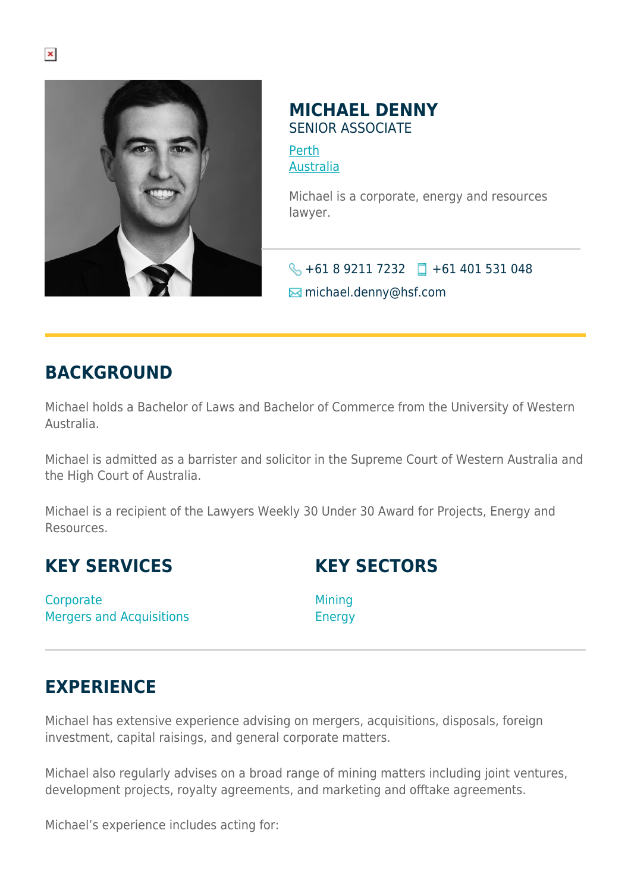# MICHAEL DENNY

SENIOR ASSOCIATE

Perth
Australia

Michael is a corporate, energy and resources lawyer.

+61 8 9211 7232 +61 401 531 048
michael.denny@hsf.com

## BACKGROUND

Michael holds a Bachelor of Laws and Bachelor of Commerce from the University of Western Australia.

Michael is admitted as a barrister and solicitor in the Supreme Court of Western Australia and the High Court of Australia.

Michael is a recipient of the Lawyers Weekly 30 Under 30 Award for Projects, Energy and Resources.

## KEY SERVICES

Corporate
Mergers and Acquisitions

## KEY SECTORS

Mining
Energy

## EXPERIENCE

Michael has extensive experience advising on mergers, acquisitions, disposals, foreign investment, capital raisings, and general corporate matters.

Michael also regularly advises on a broad range of mining matters including joint ventures, development projects, royalty agreements, and marketing and offtake agreements.

Michael's experience includes acting for: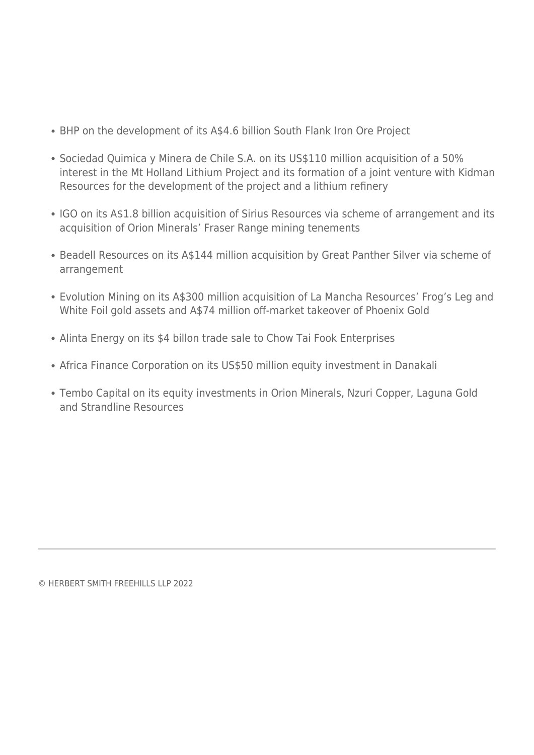- BHP on the development of its A$4.6 billion South Flank Iron Ore Project
- Sociedad Quimica y Minera de Chile S.A. on its US$110 million acquisition of a 50% interest in the Mt Holland Lithium Project and its formation of a joint venture with Kidman Resources for the development of the project and a lithium refinery
- IGO on its A$1.8 billion acquisition of Sirius Resources via scheme of arrangement and its acquisition of Orion Minerals' Fraser Range mining tenements
- Beadell Resources on its A$144 million acquisition by Great Panther Silver via scheme of arrangement
- Evolution Mining on its A$300 million acquisition of La Mancha Resources' Frog's Leg and White Foil gold assets and A$74 million off-market takeover of Phoenix Gold
- Alinta Energy on its $4 billon trade sale to Chow Tai Fook Enterprises
- Africa Finance Corporation on its US$50 million equity investment in Danakali
- Tembo Capital on its equity investments in Orion Minerals, Nzuri Copper, Laguna Gold and Strandline Resources

© HERBERT SMITH FREEHILLS LLP 2022